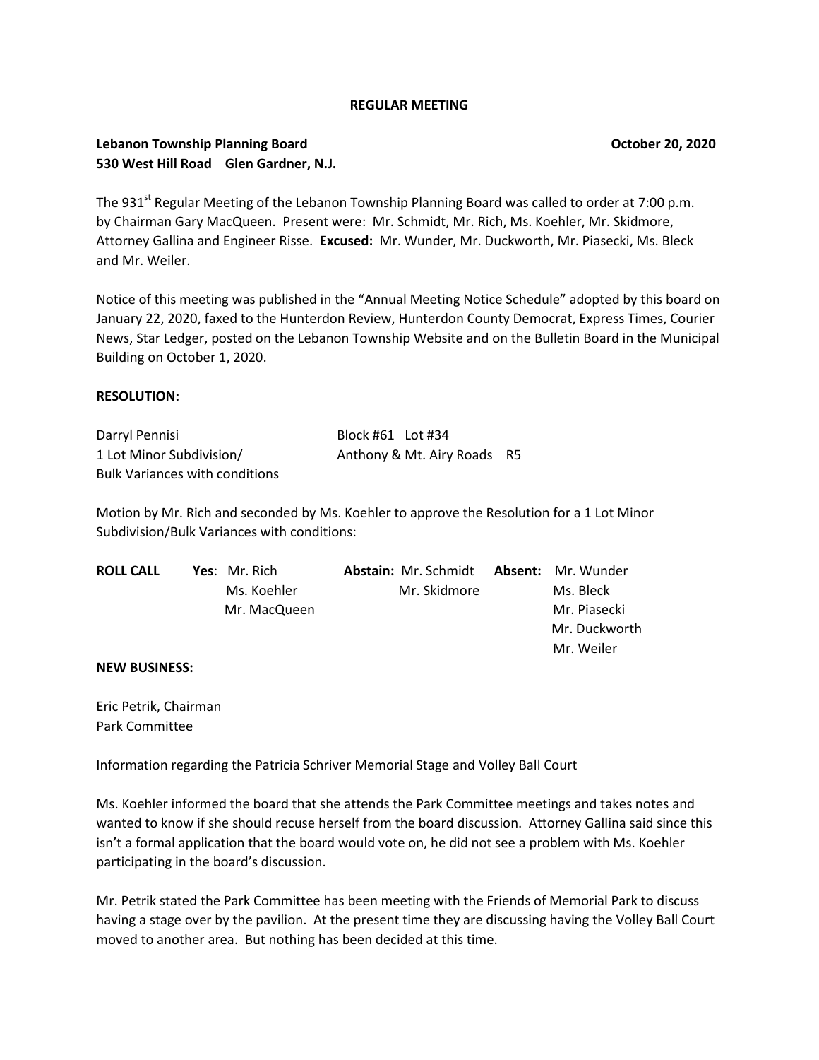**REGULAR MEETING**

**Lebanon Township Planning Board** **October 20, 2020**
**530 West Hill Road Glen Gardner, N.J.**

The 931st Regular Meeting of the Lebanon Township Planning Board was called to order at 7:00 p.m. by Chairman Gary MacQueen. Present were: Mr. Schmidt, Mr. Rich, Ms. Koehler, Mr. Skidmore, Attorney Gallina and Engineer Risse. **Excused:** Mr. Wunder, Mr. Duckworth, Mr. Piasecki, Ms. Bleck and Mr. Weiler.

Notice of this meeting was published in the "Annual Meeting Notice Schedule" adopted by this board on January 22, 2020, faxed to the Hunterdon Review, Hunterdon County Democrat, Express Times, Courier News, Star Ledger, posted on the Lebanon Township Website and on the Bulletin Board in the Municipal Building on October 1, 2020.

**RESOLUTION:**

Darryl Pennisi
1 Lot Minor Subdivision/
Bulk Variances with conditions

Block #61 Lot #34
Anthony & Mt. Airy Roads R5

Motion by Mr. Rich and seconded by Ms. Koehler to approve the Resolution for a 1 Lot Minor Subdivision/Bulk Variances with conditions:

| **ROLL CALL** | **Yes** | **Abstain** | **Absent** |
|---|---|---|---|
| | Mr. Rich | Mr. Schmidt | Mr. Wunder |
| | Ms. Koehler | Mr. Skidmore | Ms. Bleck |
| | Mr. MacQueen | | Mr. Piasecki |
| | | | Mr. Duckworth |
| | | | Mr. Weiler |

**NEW BUSINESS:**

Eric Petrik, Chairman
Park Committee

Information regarding the Patricia Schriver Memorial Stage and Volley Ball Court

Ms. Koehler informed the board that she attends the Park Committee meetings and takes notes and wanted to know if she should recuse herself from the board discussion. Attorney Gallina said since this isn't a formal application that the board would vote on, he did not see a problem with Ms. Koehler participating in the board's discussion.

Mr. Petrik stated the Park Committee has been meeting with the Friends of Memorial Park to discuss having a stage over by the pavilion. At the present time they are discussing having the Volley Ball Court moved to another area. But nothing has been decided at this time.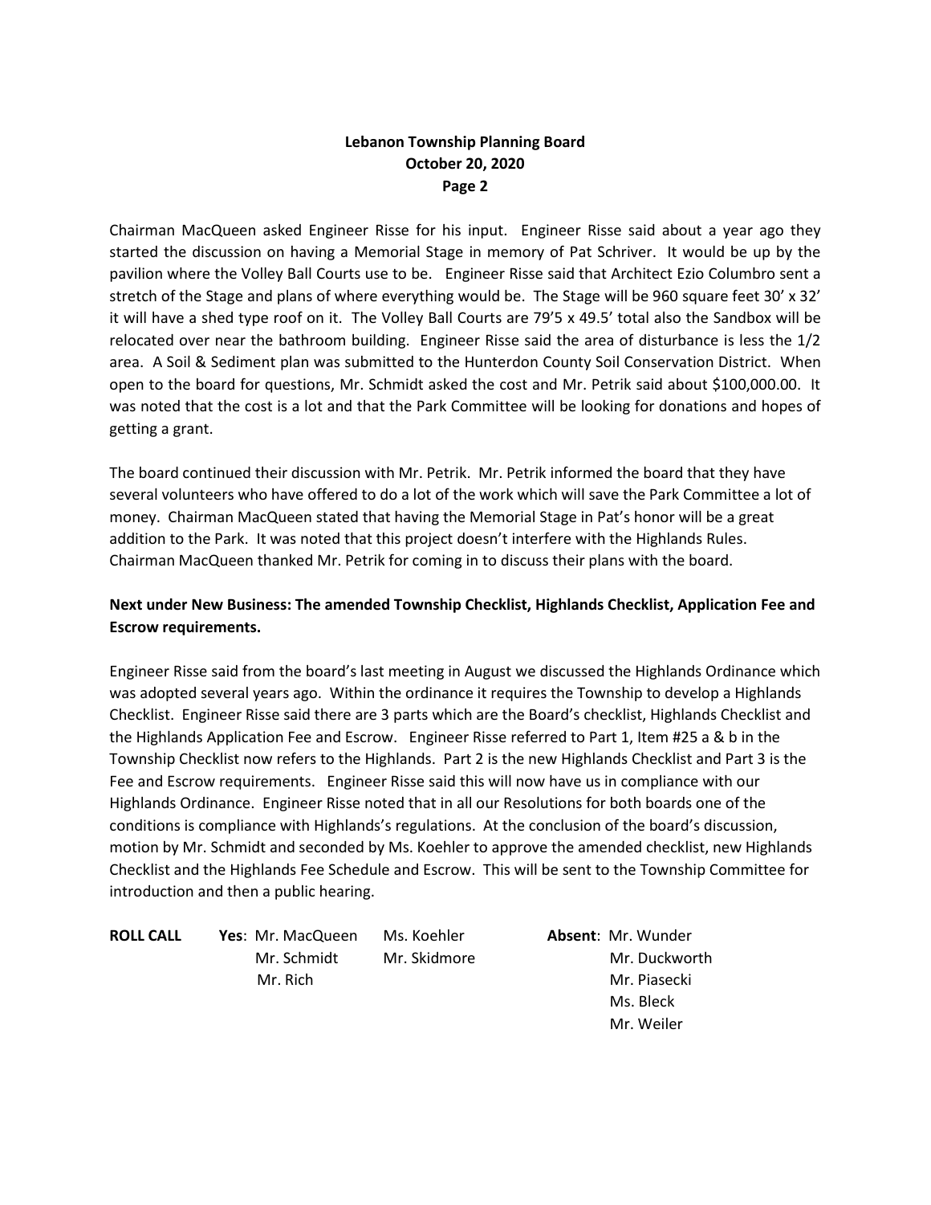Chairman MacQueen asked Engineer Risse for his input. Engineer Risse said about a year ago they started the discussion on having a Memorial Stage in memory of Pat Schriver. It would be up by the pavilion where the Volley Ball Courts use to be. Engineer Risse said that Architect Ezio Columbro sent a stretch of the Stage and plans of where everything would be. The Stage will be 960 square feet 30' x 32' it will have a shed type roof on it. The Volley Ball Courts are 79'5 x 49.5' total also the Sandbox will be relocated over near the bathroom building. Engineer Risse said the area of disturbance is less the 1/2 area. A Soil & Sediment plan was submitted to the Hunterdon County Soil Conservation District. When open to the board for questions, Mr. Schmidt asked the cost and Mr. Petrik said about $100,000.00. It was noted that the cost is a lot and that the Park Committee will be looking for donations and hopes of getting a grant.

The board continued their discussion with Mr. Petrik. Mr. Petrik informed the board that they have several volunteers who have offered to do a lot of the work which will save the Park Committee a lot of money. Chairman MacQueen stated that having the Memorial Stage in Pat's honor will be a great addition to the Park. It was noted that this project doesn't interfere with the Highlands Rules. Chairman MacQueen thanked Mr. Petrik for coming in to discuss their plans with the board.

**Next under New Business: The amended Township Checklist, Highlands Checklist, Application Fee and Escrow requirements.**

Engineer Risse said from the board's last meeting in August we discussed the Highlands Ordinance which was adopted several years ago. Within the ordinance it requires the Township to develop a Highlands Checklist. Engineer Risse said there are 3 parts which are the Board's checklist, Highlands Checklist and the Highlands Application Fee and Escrow. Engineer Risse referred to Part 1, Item #25 a & b in the Township Checklist now refers to the Highlands. Part 2 is the new Highlands Checklist and Part 3 is the Fee and Escrow requirements. Engineer Risse said this will now have us in compliance with our Highlands Ordinance. Engineer Risse noted that in all our Resolutions for both boards one of the conditions is compliance with Highlands's regulations. At the conclusion of the board's discussion, motion by Mr. Schmidt and seconded by Ms. Koehler to approve the amended checklist, new Highlands Checklist and the Highlands Fee Schedule and Escrow. This will be sent to the Township Committee for introduction and then a public hearing.

**ROLL CALL** **Yes**: Mr. MacQueen, Ms. Koehler, Mr. Schmidt, Mr. Skidmore, Mr. Rich

**Absent**: Mr. Wunder, Mr. Duckworth, Mr. Piasecki, Ms. Bleck, Mr. Weiler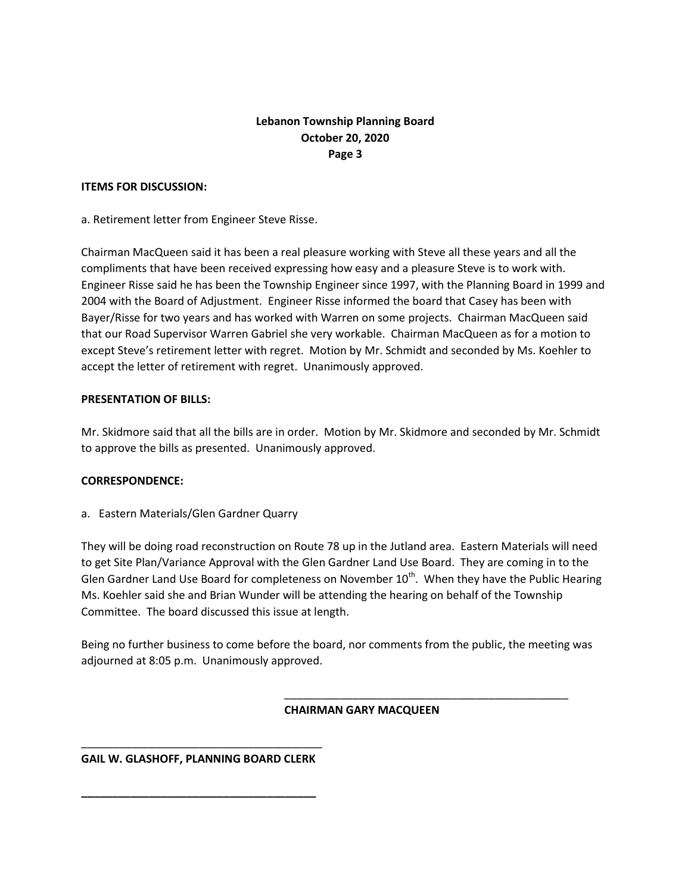**ITEMS FOR DISCUSSION:**

a. Retirement letter from Engineer Steve Risse.

Chairman MacQueen said it has been a real pleasure working with Steve all these years and all the compliments that have been received expressing how easy and a pleasure Steve is to work with. Engineer Risse said he has been the Township Engineer since 1997, with the Planning Board in 1999 and 2004 with the Board of Adjustment. Engineer Risse informed the board that Casey has been with Bayer/Risse for two years and has worked with Warren on some projects. Chairman MacQueen said that our Road Supervisor Warren Gabriel she very workable. Chairman MacQueen as for a motion to except Steve's retirement letter with regret. Motion by Mr. Schmidt and seconded by Ms. Koehler to accept the letter of retirement with regret. Unanimously approved.

**PRESENTATION OF BILLS:**

Mr. Skidmore said that all the bills are in order. Motion by Mr. Skidmore and seconded by Mr. Schmidt to approve the bills as presented. Unanimously approved.

**CORRESPONDENCE:**

a. Eastern Materials/Glen Gardner Quarry

They will be doing road reconstruction on Route 78 up in the Jutland area. Eastern Materials will need to get Site Plan/Variance Approval with the Glen Gardner Land Use Board. They are coming in to the Glen Gardner Land Use Board for completeness on November 10th. When they have the Public Hearing Ms. Koehler said she and Brian Wunder will be attending the hearing on behalf of the Township Committee. The board discussed this issue at length.

Being no further business to come before the board, nor comments from the public, the meeting was adjourned at 8:05 p.m. Unanimously approved.

\_\_\_\_\_\_\_\_\_\_\_\_\_\_\_\_\_\_\_\_\_\_\_\_\_\_\_\_\_\_\_\_\_\_\_\_\_\_\_\_\_\_\_\_

**CHAIRMAN GARY MACQUEEN**

\_\_\_\_\_\_\_\_\_\_\_\_\_\_\_\_\_\_\_\_\_\_\_\_\_\_\_\_\_\_\_\_\_\_\_\_\_\_\_\_\_\_\_\_

**GAIL W. GLASHOFF, PLANNING BOARD CLERK**

\_\_\_\_\_\_\_\_\_\_\_\_\_\_\_\_\_\_\_\_\_\_\_\_\_\_\_\_\_\_\_\_\_\_\_\_\_\_\_\_\_\_\_\_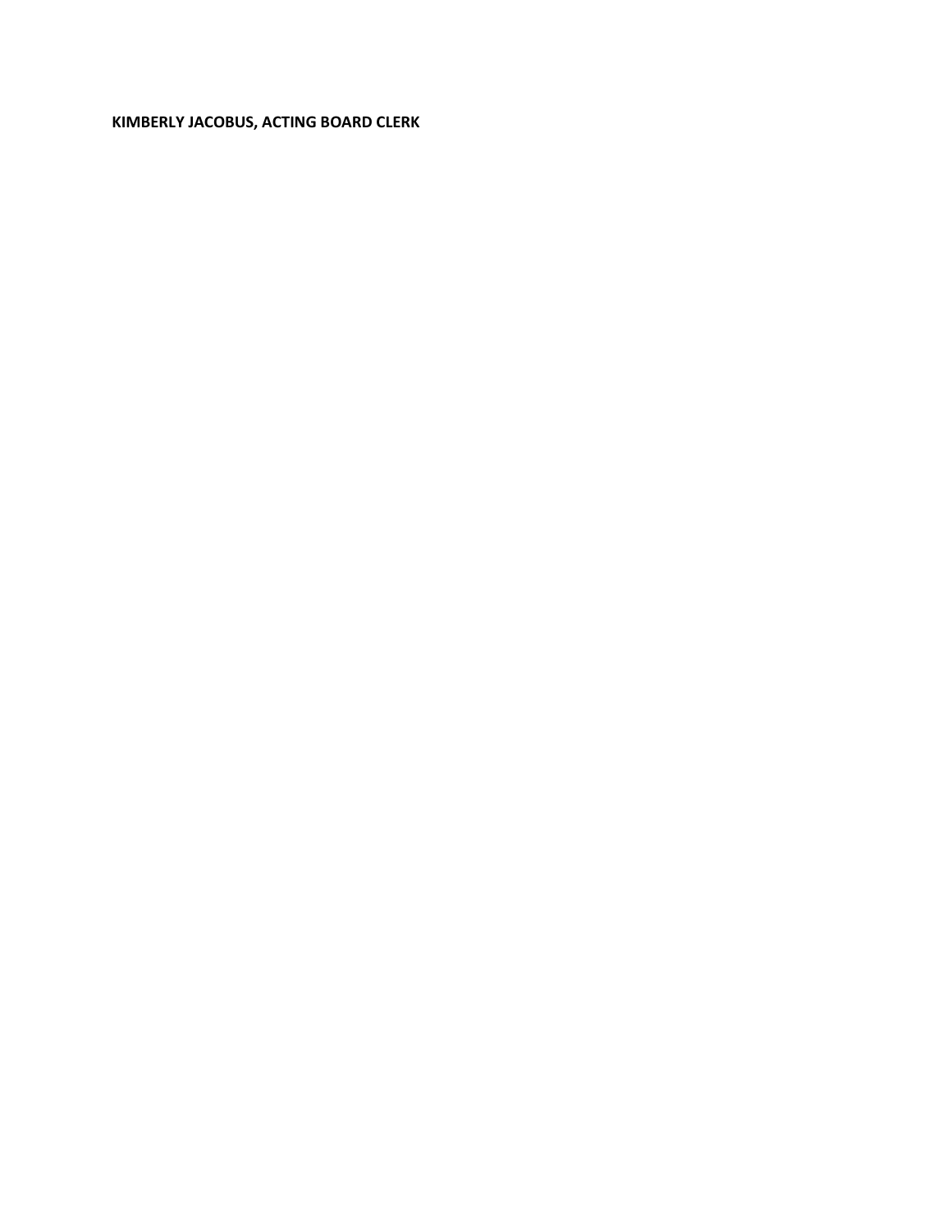**KIMBERLY JACOBUS, ACTING BOARD CLERK**